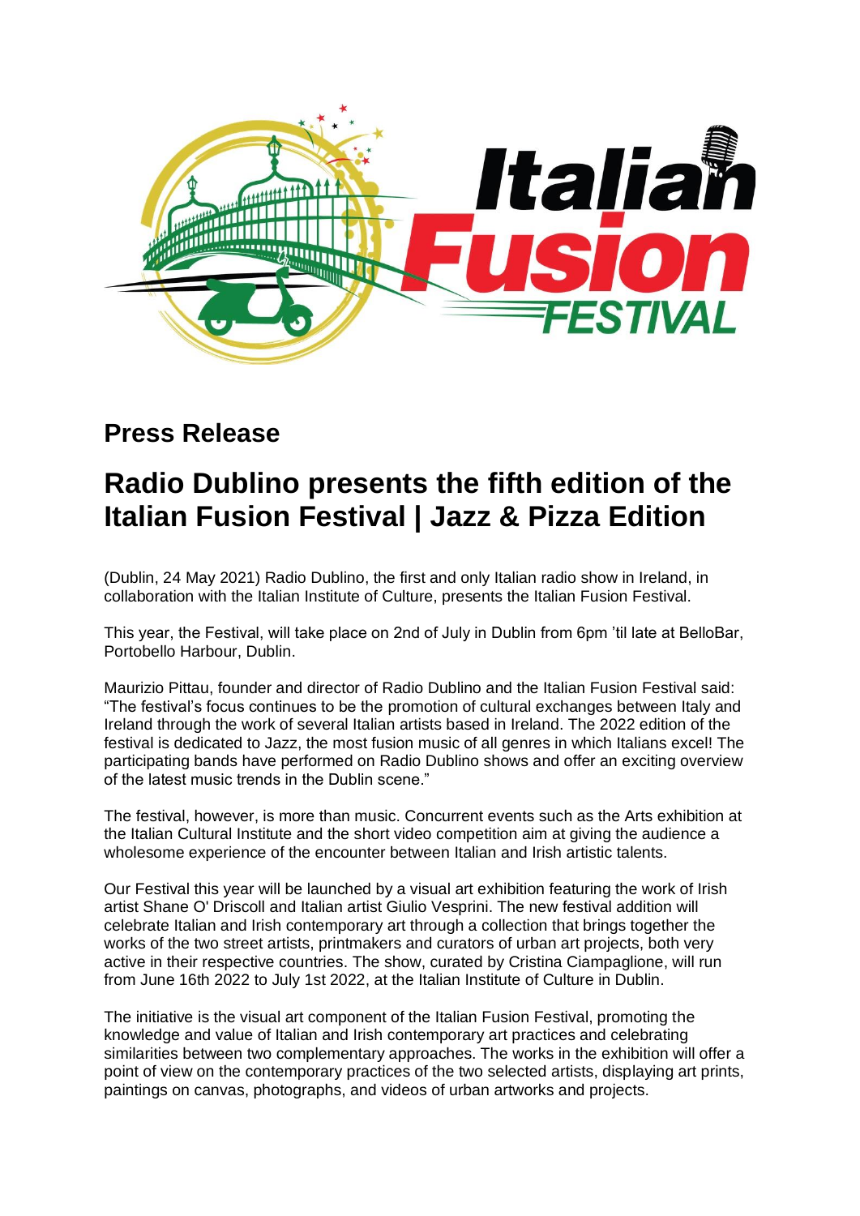## Press Release

# Radio Dublino presents the fifth edition of the Italian Fusion Festival | Jazz & Pizza Edition

(Dublin, 24 May 2021) Radio Dublino, the first and only Italian radio show in Ireland, in collaboration with the Italian Institute of Culture, presents the Italian Fusion Festival.

This year, the Festival, will take place on 2nd of July in Dublin from 6pm 'til late at BelloBar, Portobello Harbour, Dublin.

Maurizio Pittau, founder and director of Radio Dublino and the Italian Fusion Festival said: "The festival's focus continues to be the promotion of cultural exchanges between Italy and Ireland through the work of several Italian artists based in Ireland. The 2022 edition of the festival is dedicated to Jazz, the most fusion music of all genres in which Italians excel! The participating bands have performed on Radio Dublino shows and offer an exciting overview of the latest music trends in the Dublin scene."

The festival, however, is more than music. Concurrent events such as the Arts exhibition at the Italian Cultural Institute and the short video competition aim at giving the audience a wholesome experience of the encounter between Italian and Irish artistic talents.

Our Festival this year will be launched by a visual art exhibition featuring the work of Irish artist Shane O' Driscoll and Italian artist Giulio Vesprini. The new festival addition will celebrate Italian and Irish contemporary art through a collection that brings together the works of the two street artists, printmakers and curators of urban art projects, both very active in their respective countries. The show, curated by Cristina Ciampaglione, will run from June 16th 2022 to July 1st 2022, at the Italian Institute of Culture in Dublin.

The initiative is the visual art component of the Italian Fusion Festival, promoting the knowledge and value of Italian and Irish contemporary art practices and celebrating similarities between two complementary approaches. The works in the exhibition will offer a point of view on the contemporary practices of the two selected artists, displaying art prints, paintings on canvas, photographs, and videos of urban artworks and projects.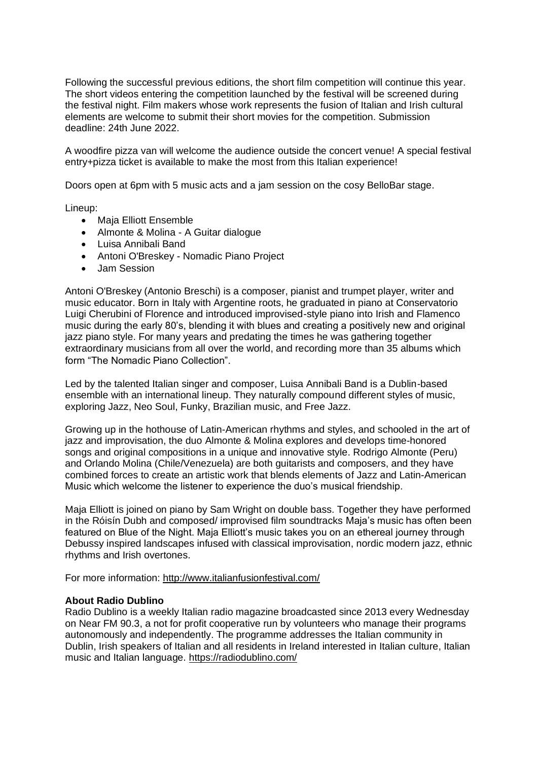Following the successful previous editions, the short film competition will continue this year. The short videos entering the competition launched by the festival will be screened during the festival night. Film makers whose work represents the fusion of Italian and Irish cultural elements are welcome to submit their short movies for the competition. Submission deadline: 24th June 2022.

A woodfire pizza van will welcome the audience outside the concert venue! A special festival entry+pizza ticket is available to make the most from this Italian experience!

Doors open at 6pm with 5 music acts and a jam session on the cosy BelloBar stage.

Lineup:

- Maja Elliott Ensemble
- Almonte & Molina - A Guitar dialogue
- Luisa Annibali Band
- Antoni O'Breskey - Nomadic Piano Project
- Jam Session

Antoni O'Breskey (Antonio Breschi) is a composer, pianist and trumpet player, writer and music educator. Born in Italy with Argentine roots, he graduated in piano at Conservatorio Luigi Cherubini of Florence and introduced improvised-style piano into Irish and Flamenco music during the early 80's, blending it with blues and creating a positively new and original jazz piano style. For many years and predating the times he was gathering together extraordinary musicians from all over the world, and recording more than 35 albums which form "The Nomadic Piano Collection".

Led by the talented Italian singer and composer, Luisa Annibali Band is a Dublin-based ensemble with an international lineup. They naturally compound different styles of music, exploring Jazz, Neo Soul, Funky, Brazilian music, and Free Jazz.

Growing up in the hothouse of Latin-American rhythms and styles, and schooled in the art of jazz and improvisation, the duo Almonte & Molina explores and develops time-honored songs and original compositions in a unique and innovative style. Rodrigo Almonte (Peru) and Orlando Molina (Chile/Venezuela) are both guitarists and composers, and they have combined forces to create an artistic work that blends elements of Jazz and Latin-American Music which welcome the listener to experience the duo's musical friendship.

Maja Elliott is joined on piano by Sam Wright on double bass. Together they have performed in the Róisín Dubh and composed/ improvised film soundtracks Maja's music has often been featured on Blue of the Night. Maja Elliott's music takes you on an ethereal journey through Debussy inspired landscapes infused with classical improvisation, nordic modern jazz, ethnic rhythms and Irish overtones.

For more information: http://www.italianfusionfestival.com/

**About Radio Dublino**
Radio Dublino is a weekly Italian radio magazine broadcasted since 2013 every Wednesday on Near FM 90.3, a not for profit cooperative run by volunteers who manage their programs autonomously and independently. The programme addresses the Italian community in Dublin, Irish speakers of Italian and all residents in Ireland interested in Italian culture, Italian music and Italian language. https://radiodublino.com/